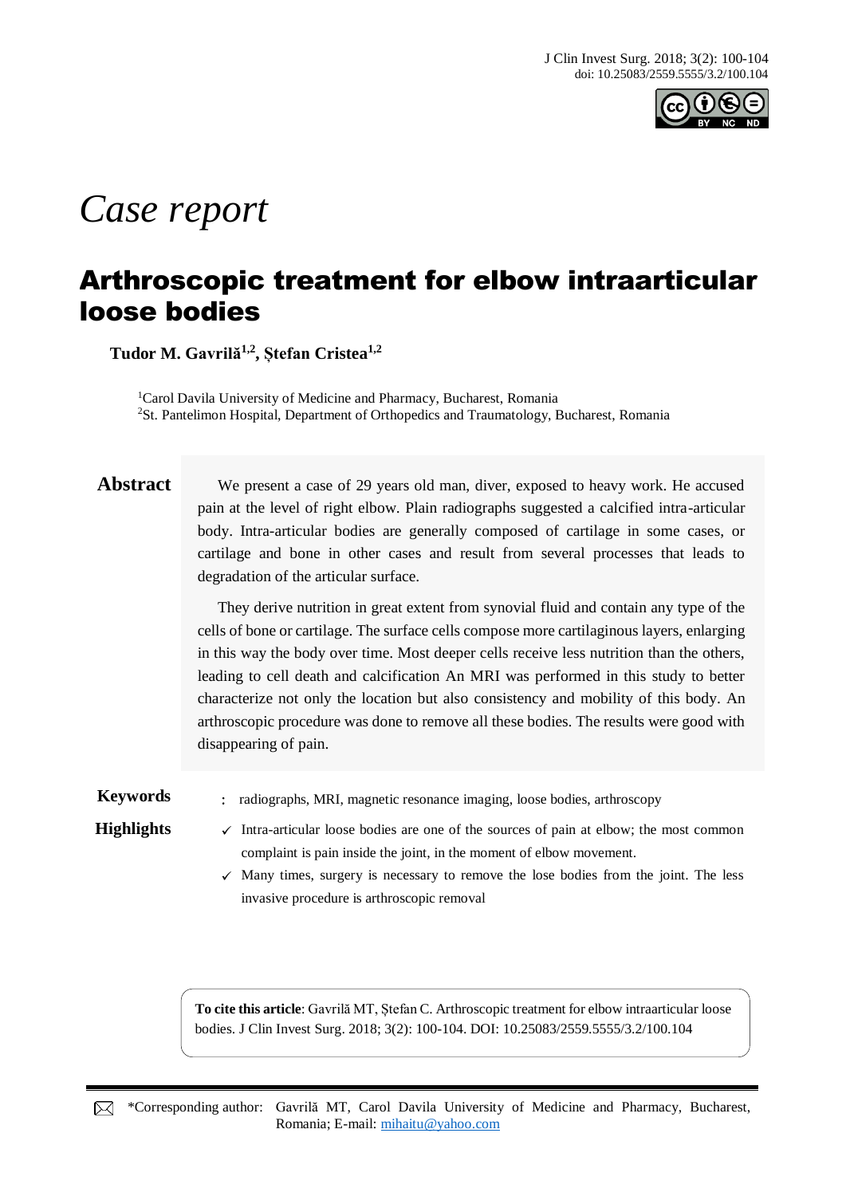*Case report*

# Arthroscopic treatment for elbow intraarticular loose bodies

**Tudor M. Gavrilă[1,2], Ștefan Cristea[1,2]**

[1]Carol Davila University of Medicine and Pharmacy, Bucharest, Romania
[2]St. Pantelimon Hospital, Department of Orthopedics and Traumatology, Bucharest, Romania

## Abstract

We present a case of 29 years old man, diver, exposed to heavy work. He accused pain at the level of right elbow. Plain radiographs suggested a calcified intra-articular body. Intra-articular bodies are generally composed of cartilage in some cases, or cartilage and bone in other cases and result from several processes that leads to degradation of the articular surface.

They derive nutrition in great extent from synovial fluid and contain any type of the cells of bone or cartilage. The surface cells compose more cartilaginous layers, enlarging in this way the body over time. Most deeper cells receive less nutrition than the others, leading to cell death and calcification An MRI was performed in this study to better characterize not only the location but also consistency and mobility of this body. An arthroscopic procedure was done to remove all these bodies. The results were good with disappearing of pain.

**Keywords**: radiographs, MRI, magnetic resonance imaging, loose bodies, arthroscopy

**Highlights**

- ✓ Intra-articular loose bodies are one of the sources of pain at elbow; the most common complaint is pain inside the joint, in the moment of elbow movement.
- ✓ Many times, surgery is necessary to remove the lose bodies from the joint. The less invasive procedure is arthroscopic removal

**To cite this article**: Gavrilă MT, Ștefan C. Arthroscopic treatment for elbow intraarticular loose bodies. J Clin Invest Surg. 2018; 3(2): 100-104. DOI: 10.25083/2559.5555/3.2/100.104

*Corresponding author: Gavrilă MT, Carol Davila University of Medicine and Pharmacy, Bucharest, Romania; E-mail: mihaitu@yahoo.com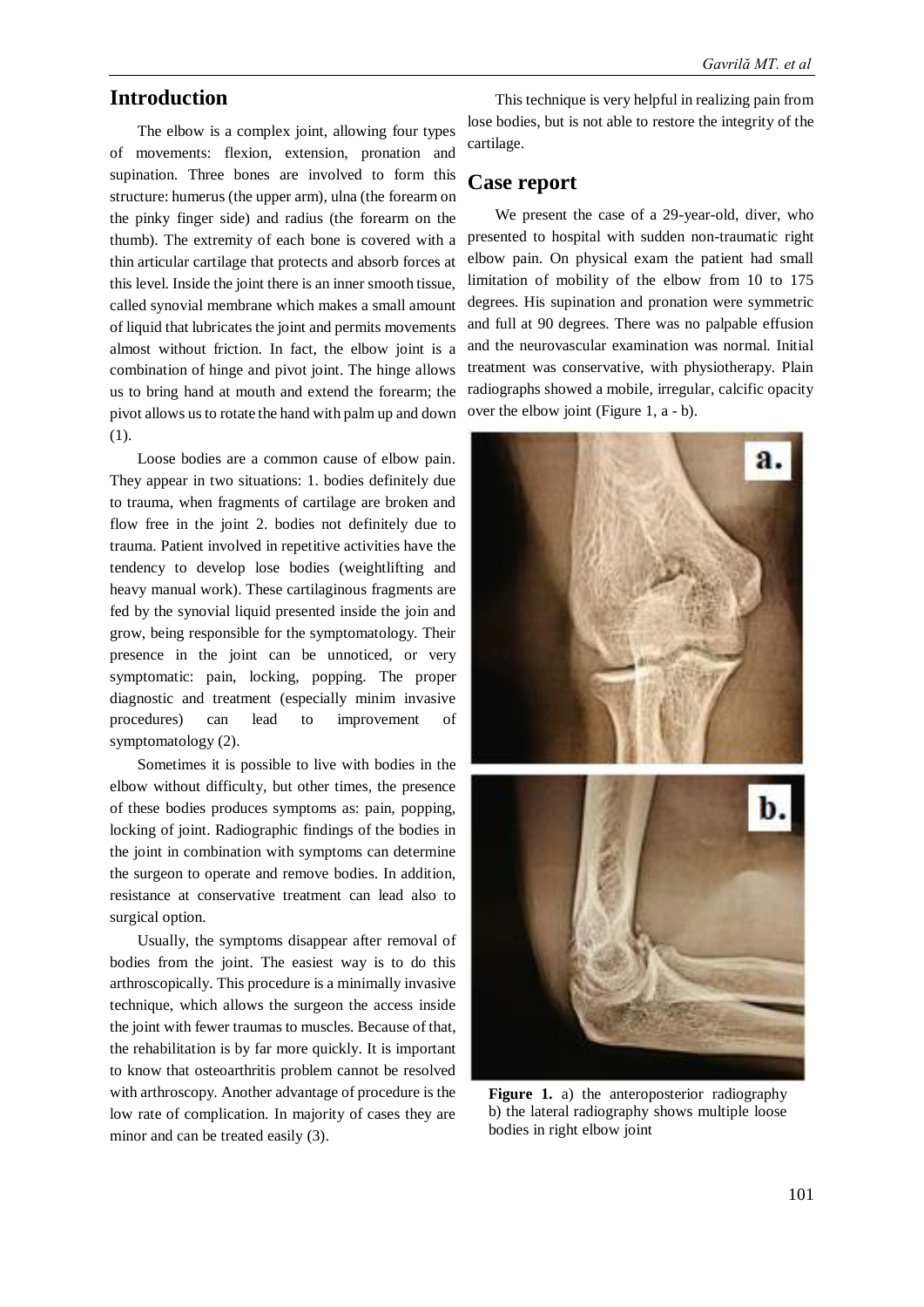## Introduction

The elbow is a complex joint, allowing four types of movements: flexion, extension, pronation and supination. Three bones are involved to form this structure: humerus (the upper arm), ulna (the forearm on the pinky finger side) and radius (the forearm on the thumb). The extremity of each bone is covered with a thin articular cartilage that protects and absorb forces at this level. Inside the joint there is an inner smooth tissue, called synovial membrane which makes a small amount of liquid that lubricates the joint and permits movements almost without friction. In fact, the elbow joint is a combination of hinge and pivot joint. The hinge allows us to bring hand at mouth and extend the forearm; the pivot allows us to rotate the hand with palm up and down (1).

Loose bodies are a common cause of elbow pain. They appear in two situations: 1. bodies definitely due to trauma, when fragments of cartilage are broken and flow free in the joint 2. bodies not definitely due to trauma. Patient involved in repetitive activities have the tendency to develop lose bodies (weightlifting and heavy manual work). These cartilaginous fragments are fed by the synovial liquid presented inside the join and grow, being responsible for the symptomatology. Their presence in the joint can be unnoticed, or very symptomatic: pain, locking, popping. The proper diagnostic and treatment (especially minim invasive procedures) can lead to improvement of symptomatology (2).

Sometimes it is possible to live with bodies in the elbow without difficulty, but other times, the presence of these bodies produces symptoms as: pain, popping, locking of joint. Radiographic findings of the bodies in the joint in combination with symptoms can determine the surgeon to operate and remove bodies. In addition, resistance at conservative treatment can lead also to surgical option.

Usually, the symptoms disappear after removal of bodies from the joint. The easiest way is to do this arthroscopically. This procedure is a minimally invasive technique, which allows the surgeon the access inside the joint with fewer traumas to muscles. Because of that, the rehabilitation is by far more quickly. It is important to know that osteoarthritis problem cannot be resolved with arthroscopy. Another advantage of procedure is the low rate of complication. In majority of cases they are minor and can be treated easily (3).

This technique is very helpful in realizing pain from lose bodies, but is not able to restore the integrity of the cartilage.

## Case report

We present the case of a 29-year-old, diver, who presented to hospital with sudden non-traumatic right elbow pain. On physical exam the patient had small limitation of mobility of the elbow from 10 to 175 degrees. His supination and pronation were symmetric and full at 90 degrees. There was no palpable effusion and the neurovascular examination was normal. Initial treatment was conservative, with physiotherapy. Plain radiographs showed a mobile, irregular, calcific opacity over the elbow joint (Figure 1, a - b).

**Figure 1.** a) the anteroposterior radiography b) the lateral radiography shows multiple loose bodies in right elbow joint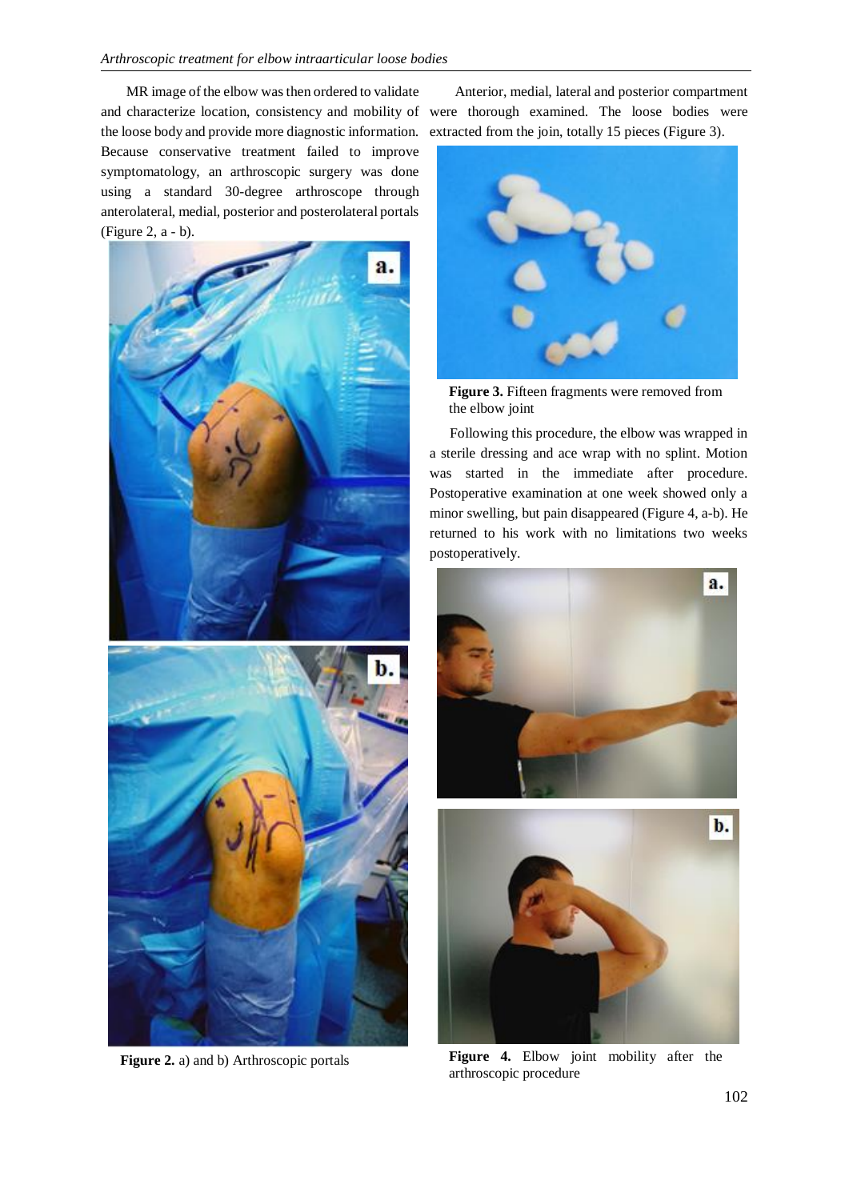MR image of the elbow was then ordered to validate and characterize location, consistency and mobility of the loose body and provide more diagnostic information. Because conservative treatment failed to improve symptomatology, an arthroscopic surgery was done using a standard 30-degree arthroscope through anterolateral, medial, posterior and posterolateral portals (Figure 2, a - b).

**Figure 2.** a) and b) Arthroscopic portals

Anterior, medial, lateral and posterior compartment were thorough examined. The loose bodies were extracted from the join, totally 15 pieces (Figure 3).

**Figure 3.** Fifteen fragments were removed from the elbow joint

Following this procedure, the elbow was wrapped in a sterile dressing and ace wrap with no splint. Motion was started in the immediate after procedure. Postoperative examination at one week showed only a minor swelling, but pain disappeared (Figure 4, a-b). He returned to his work with no limitations two weeks postoperatively.

**Figure 4.** Elbow joint mobility after the arthroscopic procedure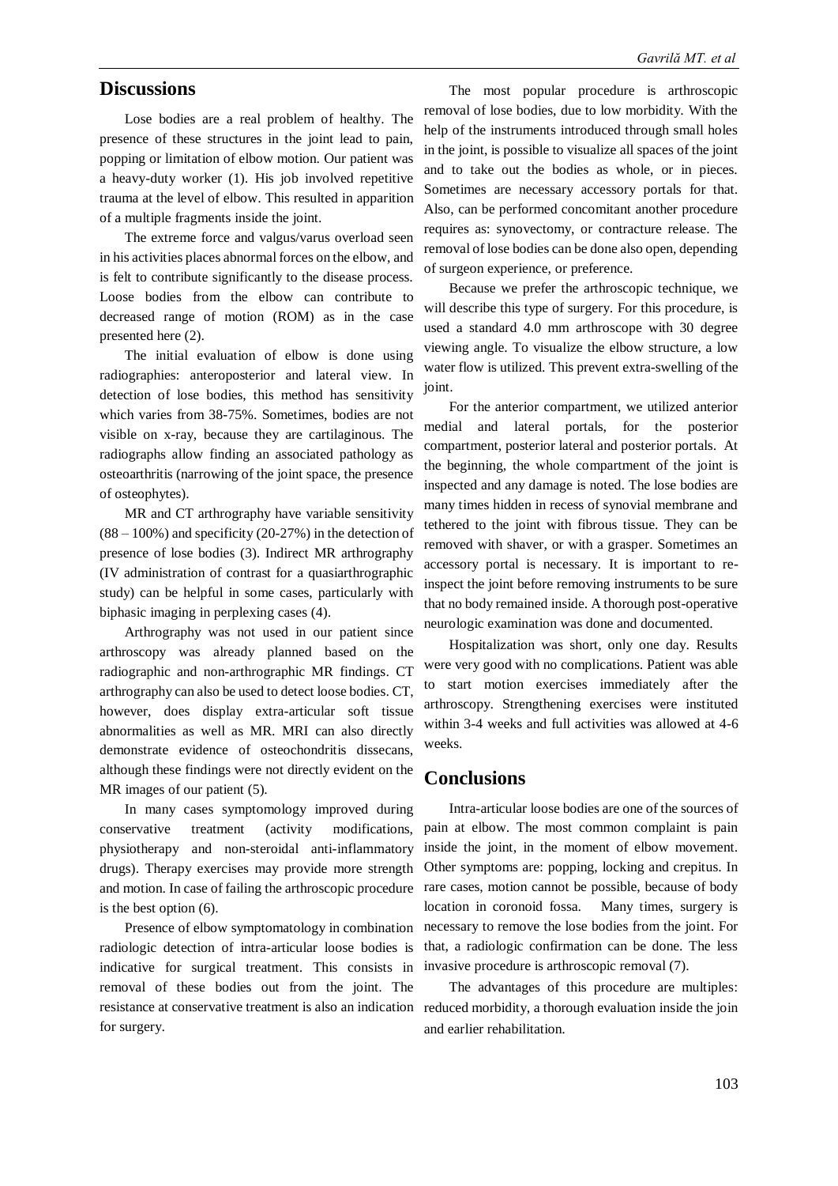## Discussions

Lose bodies are a real problem of healthy. The presence of these structures in the joint lead to pain, popping or limitation of elbow motion. Our patient was a heavy-duty worker (1). His job involved repetitive trauma at the level of elbow. This resulted in apparition of a multiple fragments inside the joint.

The extreme force and valgus/varus overload seen in his activities places abnormal forces on the elbow, and is felt to contribute significantly to the disease process. Loose bodies from the elbow can contribute to decreased range of motion (ROM) as in the case presented here (2).

The initial evaluation of elbow is done using radiographies: anteroposterior and lateral view. In detection of lose bodies, this method has sensitivity which varies from 38-75%. Sometimes, bodies are not visible on x-ray, because they are cartilaginous. The radiographs allow finding an associated pathology as osteoarthritis (narrowing of the joint space, the presence of osteophytes).

MR and CT arthrography have variable sensitivity (88 – 100%) and specificity (20-27%) in the detection of presence of lose bodies (3). Indirect MR arthrography (IV administration of contrast for a quasiarthrographic study) can be helpful in some cases, particularly with biphasic imaging in perplexing cases (4).

Arthrography was not used in our patient since arthroscopy was already planned based on the radiographic and non-arthrographic MR findings. CT arthrography can also be used to detect loose bodies. CT, however, does display extra-articular soft tissue abnormalities as well as MR. MRI can also directly demonstrate evidence of osteochondritis dissecans, although these findings were not directly evident on the MR images of our patient (5).

In many cases symptomology improved during conservative treatment (activity modifications, physiotherapy and non-steroidal anti-inflammatory drugs). Therapy exercises may provide more strength and motion. In case of failing the arthroscopic procedure is the best option (6).

Presence of elbow symptomatology in combination radiologic detection of intra-articular loose bodies is indicative for surgical treatment. This consists in removal of these bodies out from the joint. The resistance at conservative treatment is also an indication for surgery.

The most popular procedure is arthroscopic removal of lose bodies, due to low morbidity. With the help of the instruments introduced through small holes in the joint, is possible to visualize all spaces of the joint and to take out the bodies as whole, or in pieces. Sometimes are necessary accessory portals for that. Also, can be performed concomitant another procedure requires as: synovectomy, or contracture release. The removal of lose bodies can be done also open, depending of surgeon experience, or preference.

Because we prefer the arthroscopic technique, we will describe this type of surgery. For this procedure, is used a standard 4.0 mm arthroscope with 30 degree viewing angle. To visualize the elbow structure, a low water flow is utilized. This prevent extra-swelling of the joint.

For the anterior compartment, we utilized anterior medial and lateral portals, for the posterior compartment, posterior lateral and posterior portals. At the beginning, the whole compartment of the joint is inspected and any damage is noted. The lose bodies are many times hidden in recess of synovial membrane and tethered to the joint with fibrous tissue. They can be removed with shaver, or with a grasper. Sometimes an accessory portal is necessary. It is important to re-inspect the joint before removing instruments to be sure that no body remained inside. A thorough post-operative neurologic examination was done and documented.

Hospitalization was short, only one day. Results were very good with no complications. Patient was able to start motion exercises immediately after the arthroscopy. Strengthening exercises were instituted within 3-4 weeks and full activities was allowed at 4-6 weeks.

## Conclusions

Intra-articular loose bodies are one of the sources of pain at elbow. The most common complaint is pain inside the joint, in the moment of elbow movement. Other symptoms are: popping, locking and crepitus. In rare cases, motion cannot be possible, because of body location in coronoid fossa. Many times, surgery is necessary to remove the lose bodies from the joint. For that, a radiologic confirmation can be done. The less invasive procedure is arthroscopic removal (7).

The advantages of this procedure are multiples: reduced morbidity, a thorough evaluation inside the join and earlier rehabilitation.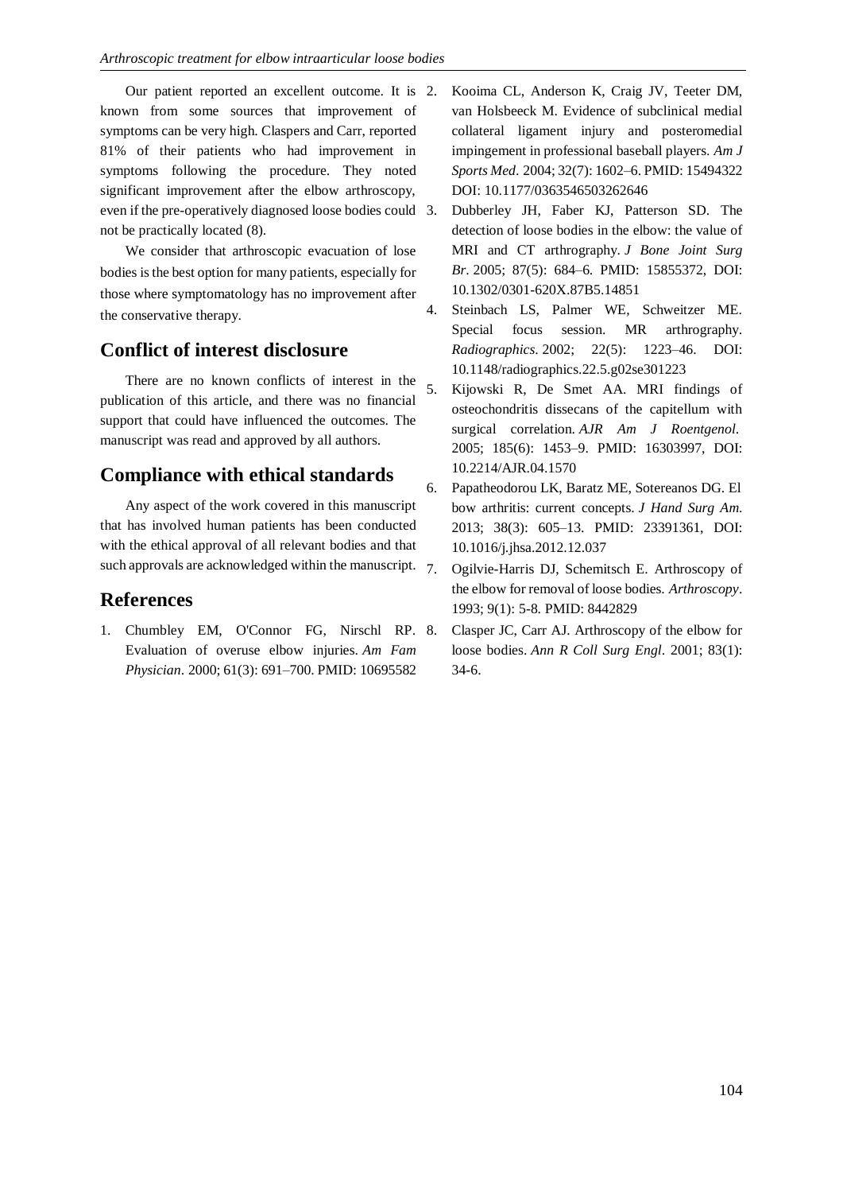Our patient reported an excellent outcome. It is known from some sources that improvement of symptoms can be very high. Claspers and Carr, reported 81% of their patients who had improvement in symptoms following the procedure. They noted significant improvement after the elbow arthroscopy, even if the pre-operatively diagnosed loose bodies could not be practically located (8).

We consider that arthroscopic evacuation of lose bodies is the best option for many patients, especially for those where symptomatology has no improvement after the conservative therapy.

## Conflict of interest disclosure

There are no known conflicts of interest in the publication of this article, and there was no financial support that could have influenced the outcomes. The manuscript was read and approved by all authors.

## Compliance with ethical standards

Any aspect of the work covered in this manuscript that has involved human patients has been conducted with the ethical approval of all relevant bodies and that such approvals are acknowledged within the manuscript.

## References

1. Chumbley EM, O'Connor FG, Nirschl RP. Evaluation of overuse elbow injuries. *Am Fam Physician*. 2000; 61(3): 691–700. PMID: 10695582
2. Kooima CL, Anderson K, Craig JV, Teeter DM, van Holsbeeck M. Evidence of subclinical medial collateral ligament injury and posteromedial impingement in professional baseball players. *Am J Sports Med*. 2004; 32(7): 1602–6. PMID: 15494322 DOI: 10.1177/0363546503262646
3. Dubberley JH, Faber KJ, Patterson SD. The detection of loose bodies in the elbow: the value of MRI and CT arthrography. *J Bone Joint Surg Br*. 2005; 87(5): 684–6. PMID: 15855372, DOI: 10.1302/0301-620X.87B5.14851
4. Steinbach LS, Palmer WE, Schweitzer ME. Special focus session. MR arthrography. *Radiographics*. 2002; 22(5): 1223–46. DOI: 10.1148/radiographics.22.5.g02se301223
5. Kijowski R, De Smet AA. MRI findings of osteochondritis dissecans of the capitellum with surgical correlation. *AJR Am J Roentgenol*. 2005; 185(6): 1453–9. PMID: 16303997, DOI: 10.2214/AJR.04.1570
6. Papatheodorou LK, Baratz ME, Sotereanos DG. El bow arthritis: current concepts. *J Hand Surg Am*. 2013; 38(3): 605–13. PMID: 23391361, DOI: 10.1016/j.jhsa.2012.12.037
7. Ogilvie-Harris DJ, Schemitsch E. Arthroscopy of the elbow for removal of loose bodies. *Arthroscopy*. 1993; 9(1): 5-8. PMID: 8442829
8. Clasper JC, Carr AJ. Arthroscopy of the elbow for loose bodies. *Ann R Coll Surg Engl*. 2001; 83(1): 34-6.